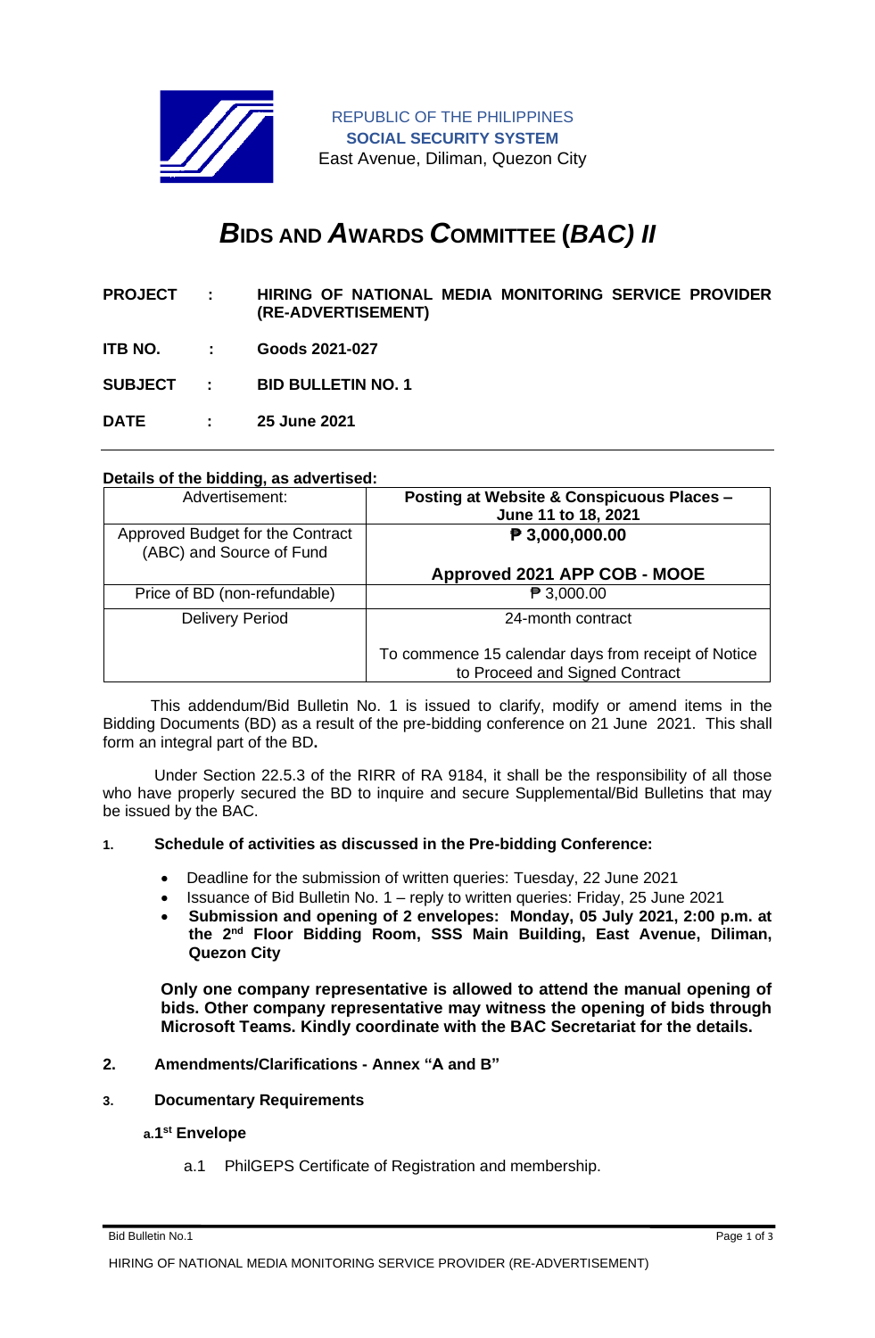REPUBLIC OF THE PHILIPPINES
**SOCIAL SECURITY SYSTEM**
East Avenue, Diliman, Quezon City

# *B*IDS AND *A*WARDS *C*OMMITTEE (*BAC) II*

**PROJECT : HIRING OF NATIONAL MEDIA MONITORING SERVICE PROVIDER (RE-ADVERTISEMENT)**

**ITB NO. : Goods 2021-027**

**SUBJECT : BID BULLETIN NO. 1**

**DATE : 25 June 2021**

---

**Details of the bidding, as advertised:**

| Advertisement: | **Posting at Website & Conspicuous Places – June 11 to 18, 2021** |
|---|---|
| Approved Budget for the Contract (ABC) and Source of Fund | **₱ 3,000,000.00**<br><br>**Approved 2021 APP COB - MOOE** |
| Price of BD (non-refundable) | ₱ 3,000.00 |
| Delivery Period | 24-month contract<br><br>To commence 15 calendar days from receipt of Notice to Proceed and Signed Contract |

This addendum/Bid Bulletin No. 1 is issued to clarify, modify or amend items in the Bidding Documents (BD) as a result of the pre-bidding conference on 21 June 2021. This shall form an integral part of the BD**.**

Under Section 22.5.3 of the RIRR of RA 9184, it shall be the responsibility of all those who have properly secured the BD to inquire and secure Supplemental/Bid Bulletins that may be issued by the BAC.

**1. Schedule of activities as discussed in the Pre-bidding Conference:**

- Deadline for the submission of written queries: Tuesday, 22 June 2021
- Issuance of Bid Bulletin No. 1 – reply to written queries: Friday, 25 June 2021
- **Submission and opening of 2 envelopes: Monday, 05 July 2021, 2:00 p.m. at the 2nd Floor Bidding Room, SSS Main Building, East Avenue, Diliman, Quezon City**

**Only one company representative is allowed to attend the manual opening of bids. Other company representative may witness the opening of bids through Microsoft Teams. Kindly coordinate with the BAC Secretariat for the details.**

**2. Amendments/Clarifications - Annex "A and B"**

**3. Documentary Requirements**

**a. 1st Envelope**

a.1 PhilGEPS Certificate of Registration and membership.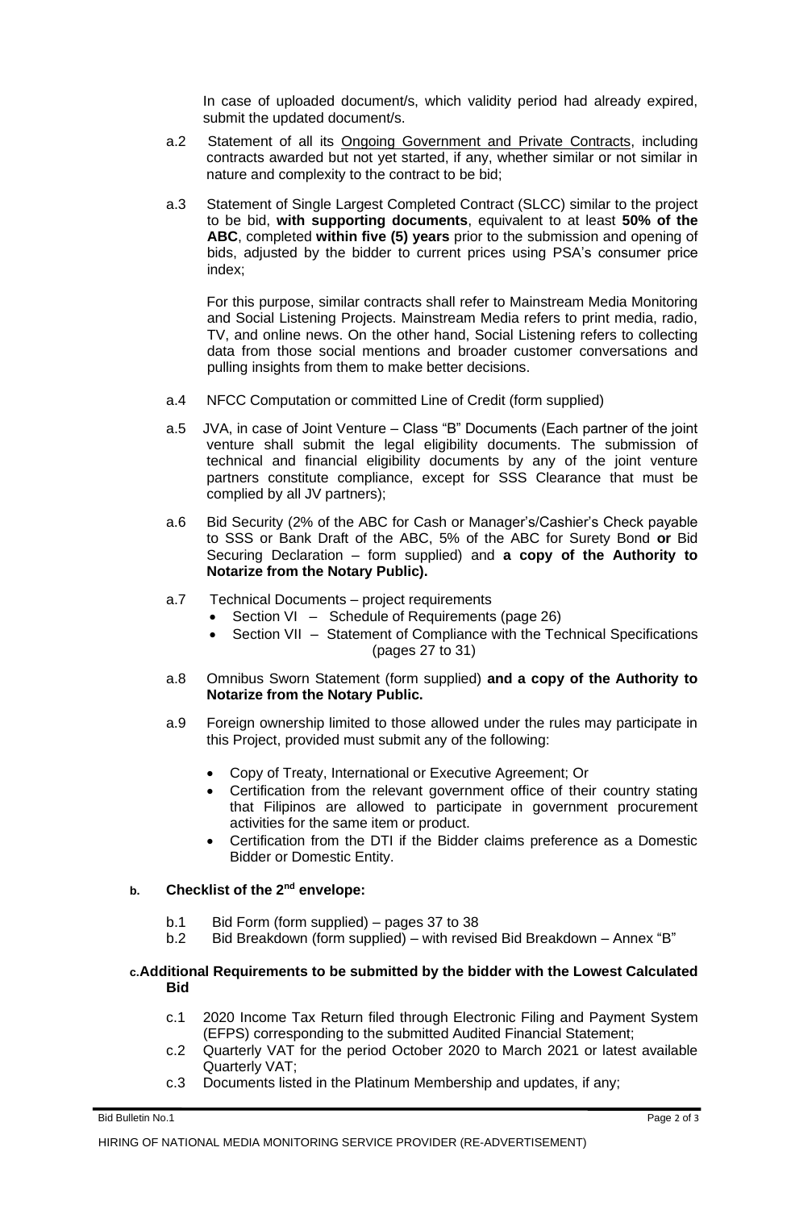In case of uploaded document/s, which validity period had already expired, submit the updated document/s.

a.2 Statement of all its Ongoing Government and Private Contracts, including contracts awarded but not yet started, if any, whether similar or not similar in nature and complexity to the contract to be bid;

a.3 Statement of Single Largest Completed Contract (SLCC) similar to the project to be bid, **with supporting documents**, equivalent to at least **50% of the ABC**, completed **within five (5) years** prior to the submission and opening of bids, adjusted by the bidder to current prices using PSA's consumer price index;

For this purpose, similar contracts shall refer to Mainstream Media Monitoring and Social Listening Projects. Mainstream Media refers to print media, radio, TV, and online news. On the other hand, Social Listening refers to collecting data from those social mentions and broader customer conversations and pulling insights from them to make better decisions.

a.4 NFCC Computation or committed Line of Credit (form supplied)

a.5 JVA, in case of Joint Venture – Class "B" Documents (Each partner of the joint venture shall submit the legal eligibility documents. The submission of technical and financial eligibility documents by any of the joint venture partners constitute compliance, except for SSS Clearance that must be complied by all JV partners);

a.6 Bid Security (2% of the ABC for Cash or Manager's/Cashier's Check payable to SSS or Bank Draft of the ABC, 5% of the ABC for Surety Bond **or** Bid Securing Declaration – form supplied) and **a copy of the Authority to Notarize from the Notary Public).**

a.7 Technical Documents – project requirements

- Section VI – Schedule of Requirements (page 26)
- Section VII – Statement of Compliance with the Technical Specifications (pages 27 to 31)

a.8 Omnibus Sworn Statement (form supplied) **and a copy of the Authority to Notarize from the Notary Public.**

a.9 Foreign ownership limited to those allowed under the rules may participate in this Project, provided must submit any of the following:

- Copy of Treaty, International or Executive Agreement; Or
- Certification from the relevant government office of their country stating that Filipinos are allowed to participate in government procurement activities for the same item or product.
- Certification from the DTI if the Bidder claims preference as a Domestic Bidder or Domestic Entity.

**b. Checklist of the 2nd envelope:**

b.1 Bid Form (form supplied) – pages 37 to 38

b.2 Bid Breakdown (form supplied) – with revised Bid Breakdown – Annex "B"

**c. Additional Requirements to be submitted by the bidder with the Lowest Calculated Bid**

c.1 2020 Income Tax Return filed through Electronic Filing and Payment System (EFPS) corresponding to the submitted Audited Financial Statement;

c.2 Quarterly VAT for the period October 2020 to March 2021 or latest available Quarterly VAT;

c.3 Documents listed in the Platinum Membership and updates, if any;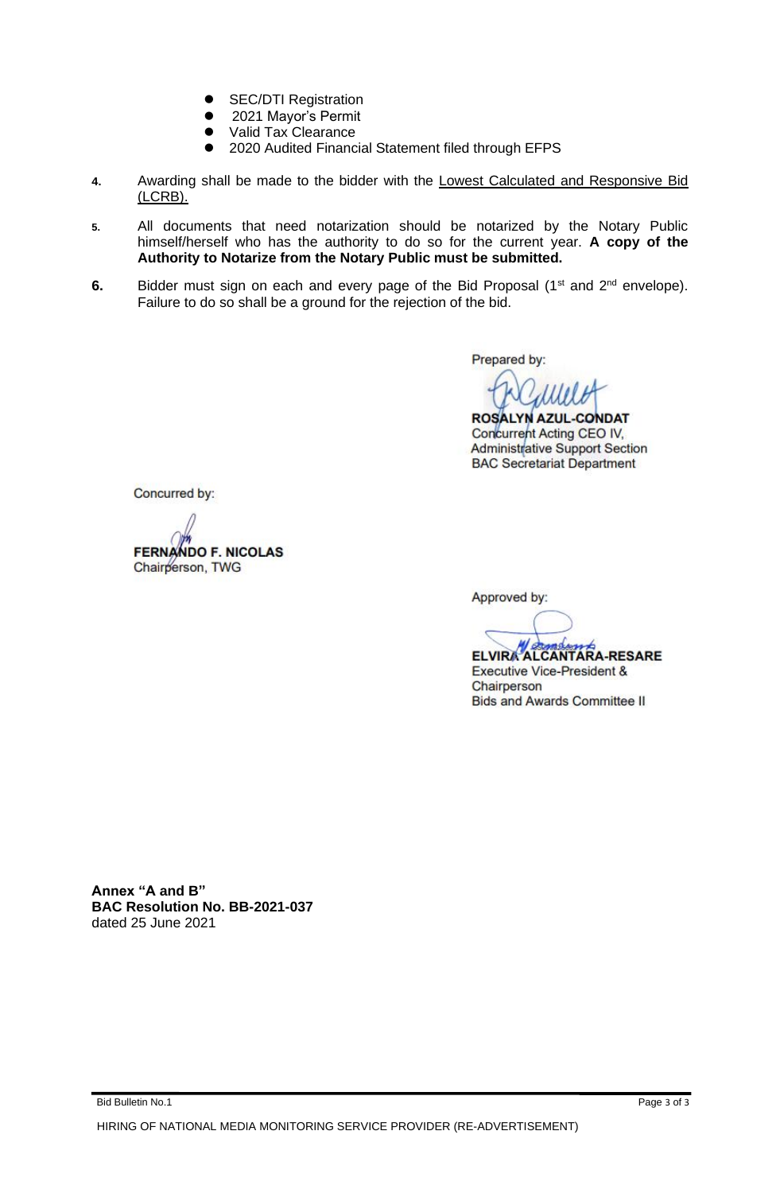- SEC/DTI Registration
- 2021 Mayor's Permit
- Valid Tax Clearance
- 2020 Audited Financial Statement filed through EFPS

4. Awarding shall be made to the bidder with the Lowest Calculated and Responsive Bid (LCRB).

5. All documents that need notarization should be notarized by the Notary Public himself/herself who has the authority to do so for the current year. **A copy of the Authority to Notarize from the Notary Public must be submitted.**

6. Bidder must sign on each and every page of the Bid Proposal (1st and 2nd envelope). Failure to do so shall be a ground for the rejection of the bid.

Prepared by:

**ROSALYN AZUL-CONDAT**
Concurrent Acting CEO IV,
Administrative Support Section
BAC Secretariat Department

Concurred by:

**FERNANDO F. NICOLAS**
Chairperson, TWG

Approved by:

**ELVIRA ALCANTARA-RESARE**
Executive Vice-President &
Chairperson
Bids and Awards Committee II

**Annex "A and B"**
**BAC Resolution No. BB-2021-037**
dated 25 June 2021